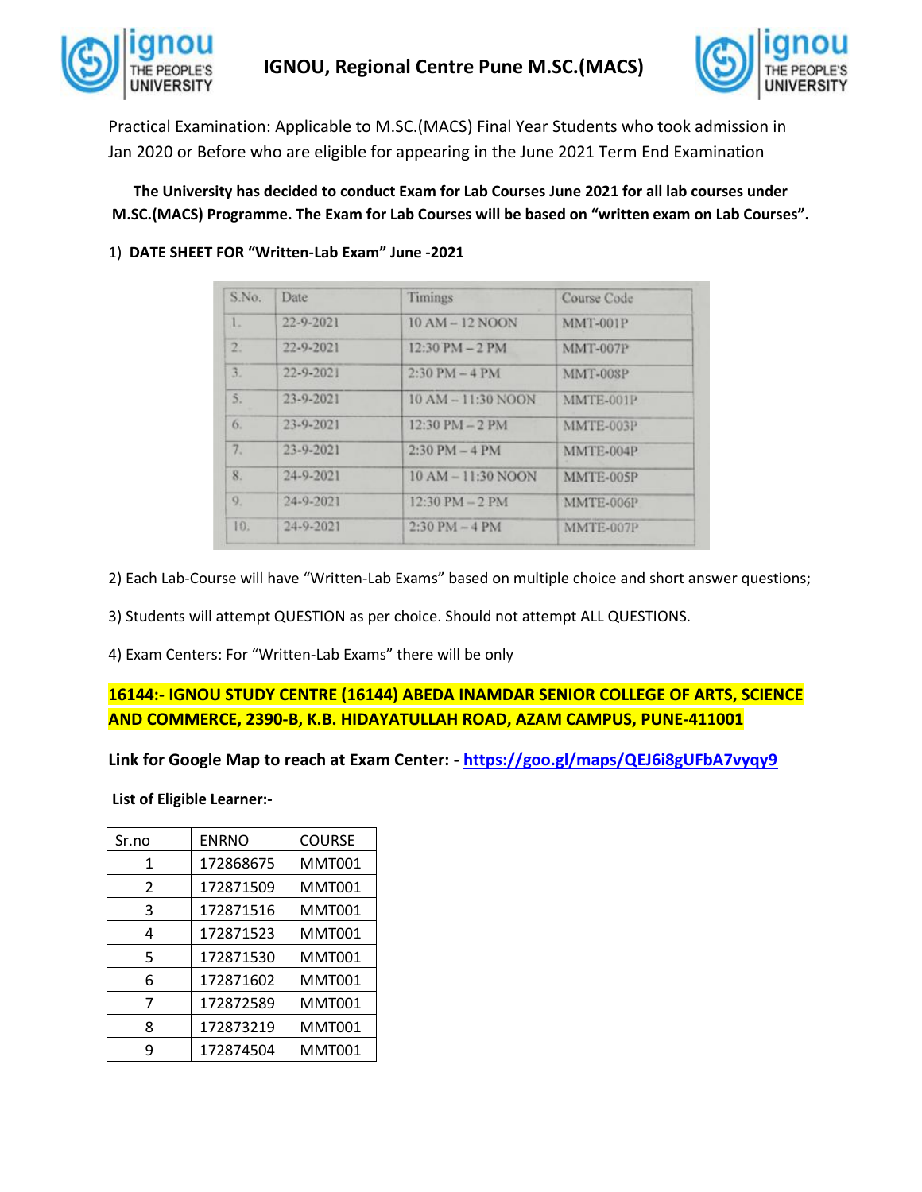# IGNOU, Regional Centre Pune M.SC.(MACS)

Practical Examination: Applicable to M.SC.(MACS) Final Year Students who took admission in Jan 2020 or Before who are eligible for appearing in the June 2021 Term End Examination

**The University has decided to conduct Exam for Lab Courses June 2021 for all lab courses under M.SC.(MACS) Programme. The Exam for Lab Courses will be based on "written exam on Lab Courses".**

1) **DATE SHEET FOR "Written-Lab Exam" June -2021**

| S.No. | Date | Timings | Course Code |
|---|---|---|---|
| 1. | 22-9-2021 | 10 AM – 12 NOON | MMT-001P |
| 2. | 22-9-2021 | 12:30 PM – 2 PM | MMT-007P |
| 3. | 22-9-2021 | 2:30 PM – 4 PM | MMT-008P |
| 5. | 23-9-2021 | 10 AM – 11:30 NOON | MMTE-001P |
| 6. | 23-9-2021 | 12:30 PM – 2 PM | MMTE-003P |
| 7. | 23-9-2021 | 2:30 PM – 4 PM | MMTE-004P |
| 8. | 24-9-2021 | 10 AM – 11:30 NOON | MMTE-005P |
| 9. | 24-9-2021 | 12:30 PM – 2 PM | MMTE-006P |
| 10. | 24-9-2021 | 2:30 PM – 4 PM | MMTE-007P |

2) Each Lab-Course will have "Written-Lab Exams" based on multiple choice and short answer questions;

3) Students will attempt QUESTION as per choice. Should not attempt ALL QUESTIONS.

4) Exam Centers: For "Written-Lab Exams" there will be only

**16144:- IGNOU STUDY CENTRE (16144) ABEDA INAMDAR SENIOR COLLEGE OF ARTS, SCIENCE AND COMMERCE, 2390-B, K.B. HIDAYATULLAH ROAD, AZAM CAMPUS, PUNE-411001**

**Link for Google Map to reach at Exam Center: -** https://goo.gl/maps/QEJ6i8gUFbA7vyqy9

**List of Eligible Learner:-**

| Sr.no | ENRNO | COURSE |
|---|---|---|
| 1 | 172868675 | MMT001 |
| 2 | 172871509 | MMT001 |
| 3 | 172871516 | MMT001 |
| 4 | 172871523 | MMT001 |
| 5 | 172871530 | MMT001 |
| 6 | 172871602 | MMT001 |
| 7 | 172872589 | MMT001 |
| 8 | 172873219 | MMT001 |
| 9 | 172874504 | MMT001 |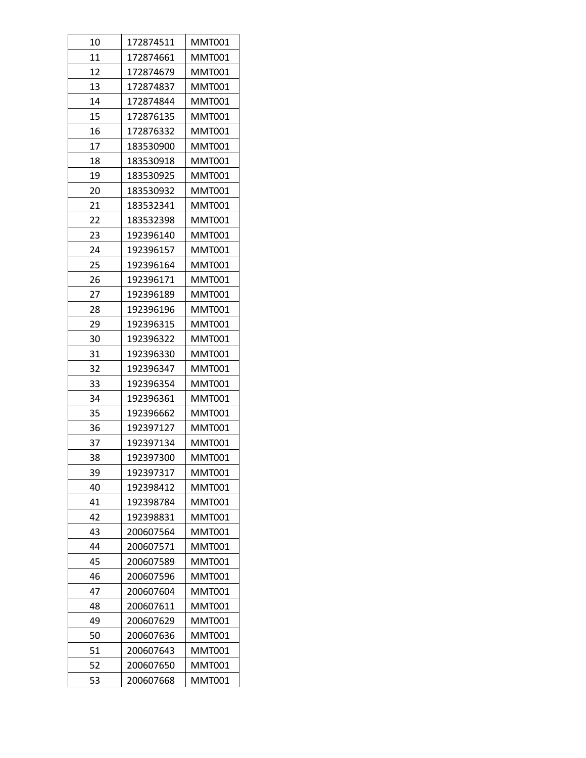| 10 | 172874511 | MMT001 |
|---|---|---|
| 11 | 172874661 | MMT001 |
| 12 | 172874679 | MMT001 |
| 13 | 172874837 | MMT001 |
| 14 | 172874844 | MMT001 |
| 15 | 172876135 | MMT001 |
| 16 | 172876332 | MMT001 |
| 17 | 183530900 | MMT001 |
| 18 | 183530918 | MMT001 |
| 19 | 183530925 | MMT001 |
| 20 | 183530932 | MMT001 |
| 21 | 183532341 | MMT001 |
| 22 | 183532398 | MMT001 |
| 23 | 192396140 | MMT001 |
| 24 | 192396157 | MMT001 |
| 25 | 192396164 | MMT001 |
| 26 | 192396171 | MMT001 |
| 27 | 192396189 | MMT001 |
| 28 | 192396196 | MMT001 |
| 29 | 192396315 | MMT001 |
| 30 | 192396322 | MMT001 |
| 31 | 192396330 | MMT001 |
| 32 | 192396347 | MMT001 |
| 33 | 192396354 | MMT001 |
| 34 | 192396361 | MMT001 |
| 35 | 192396662 | MMT001 |
| 36 | 192397127 | MMT001 |
| 37 | 192397134 | MMT001 |
| 38 | 192397300 | MMT001 |
| 39 | 192397317 | MMT001 |
| 40 | 192398412 | MMT001 |
| 41 | 192398784 | MMT001 |
| 42 | 192398831 | MMT001 |
| 43 | 200607564 | MMT001 |
| 44 | 200607571 | MMT001 |
| 45 | 200607589 | MMT001 |
| 46 | 200607596 | MMT001 |
| 47 | 200607604 | MMT001 |
| 48 | 200607611 | MMT001 |
| 49 | 200607629 | MMT001 |
| 50 | 200607636 | MMT001 |
| 51 | 200607643 | MMT001 |
| 52 | 200607650 | MMT001 |
| 53 | 200607668 | MMT001 |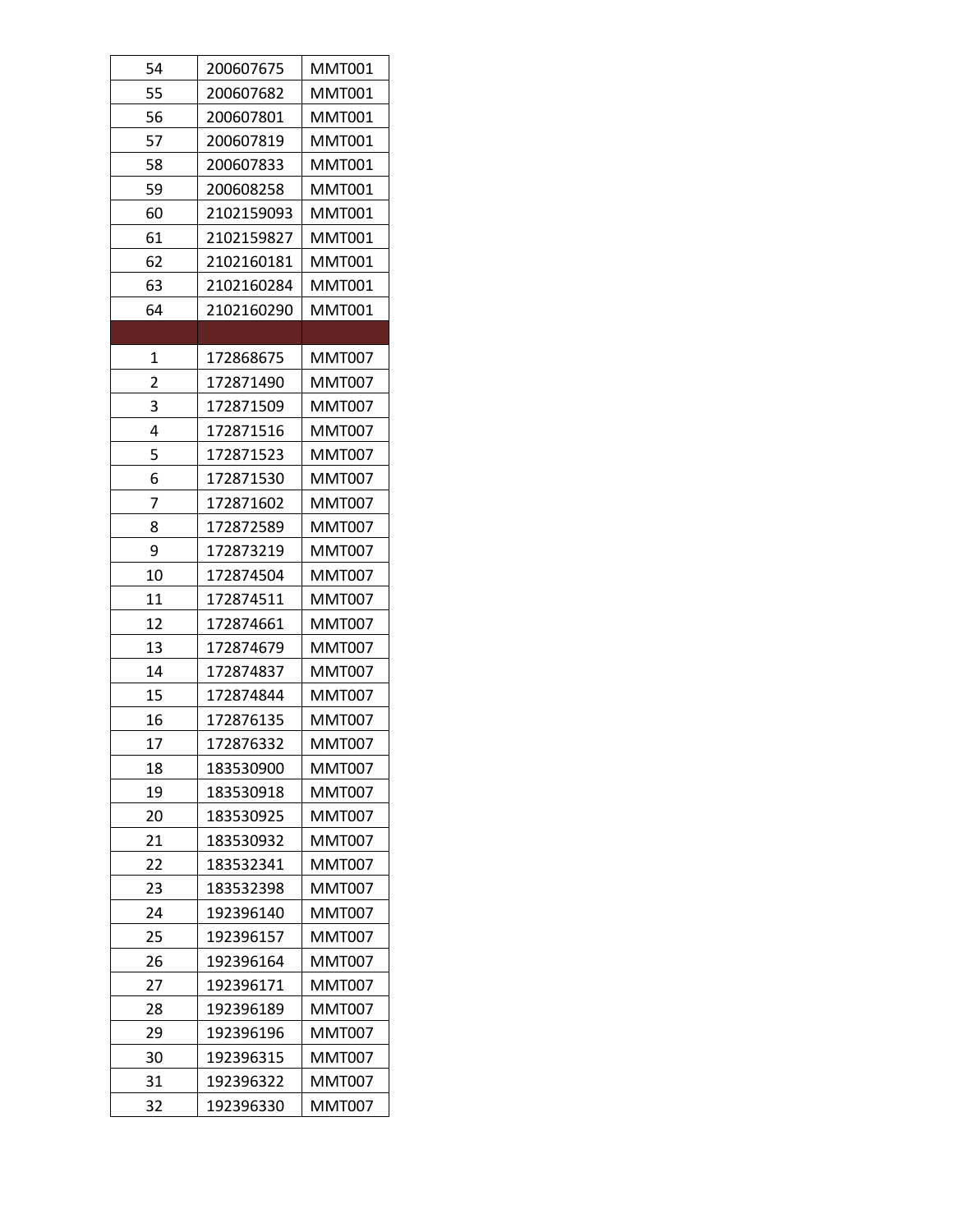| | | |
|---|---|---|
| 54 | 200607675 | MMT001 |
| 55 | 200607682 | MMT001 |
| 56 | 200607801 | MMT001 |
| 57 | 200607819 | MMT001 |
| 58 | 200607833 | MMT001 |
| 59 | 200608258 | MMT001 |
| 60 | 2102159093 | MMT001 |
| 61 | 2102159827 | MMT001 |
| 62 | 2102160181 | MMT001 |
| 63 | 2102160284 | MMT001 |
| 64 | 2102160290 | MMT001 |
| | | |
| 1 | 172868675 | MMT007 |
| 2 | 172871490 | MMT007 |
| 3 | 172871509 | MMT007 |
| 4 | 172871516 | MMT007 |
| 5 | 172871523 | MMT007 |
| 6 | 172871530 | MMT007 |
| 7 | 172871602 | MMT007 |
| 8 | 172872589 | MMT007 |
| 9 | 172873219 | MMT007 |
| 10 | 172874504 | MMT007 |
| 11 | 172874511 | MMT007 |
| 12 | 172874661 | MMT007 |
| 13 | 172874679 | MMT007 |
| 14 | 172874837 | MMT007 |
| 15 | 172874844 | MMT007 |
| 16 | 172876135 | MMT007 |
| 17 | 172876332 | MMT007 |
| 18 | 183530900 | MMT007 |
| 19 | 183530918 | MMT007 |
| 20 | 183530925 | MMT007 |
| 21 | 183530932 | MMT007 |
| 22 | 183532341 | MMT007 |
| 23 | 183532398 | MMT007 |
| 24 | 192396140 | MMT007 |
| 25 | 192396157 | MMT007 |
| 26 | 192396164 | MMT007 |
| 27 | 192396171 | MMT007 |
| 28 | 192396189 | MMT007 |
| 29 | 192396196 | MMT007 |
| 30 | 192396315 | MMT007 |
| 31 | 192396322 | MMT007 |
| 32 | 192396330 | MMT007 |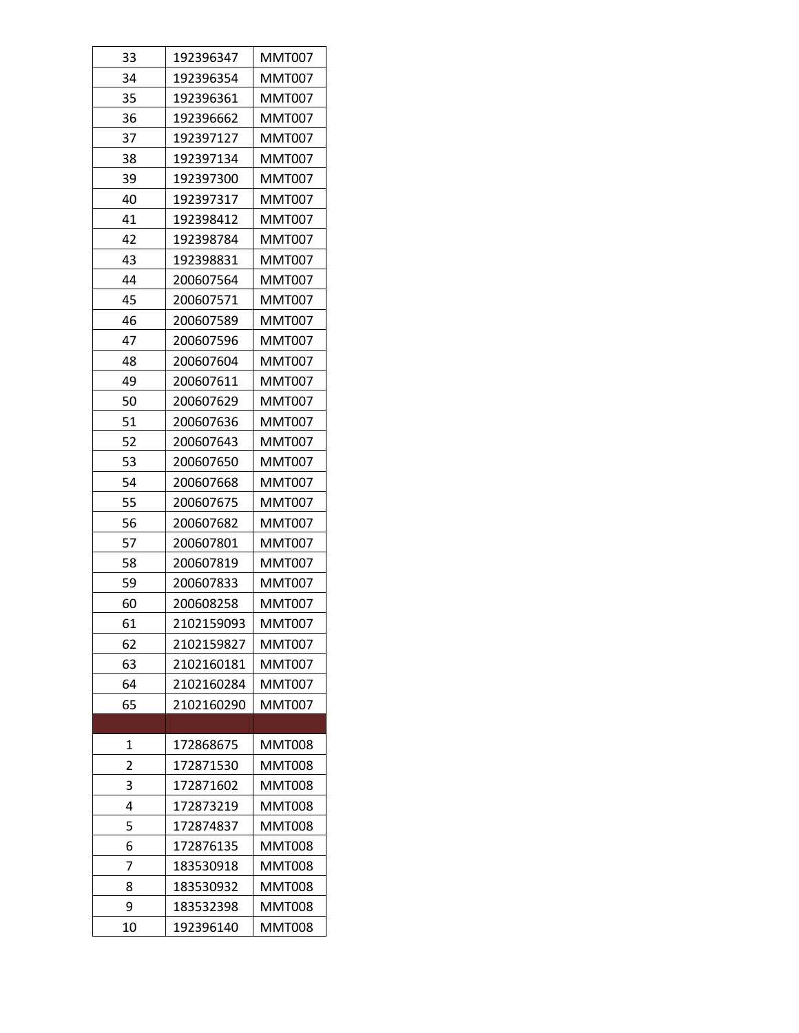| 33 | 192396347 | MMT007 |
|---|---|---|
| 34 | 192396354 | MMT007 |
| 35 | 192396361 | MMT007 |
| 36 | 192396662 | MMT007 |
| 37 | 192397127 | MMT007 |
| 38 | 192397134 | MMT007 |
| 39 | 192397300 | MMT007 |
| 40 | 192397317 | MMT007 |
| 41 | 192398412 | MMT007 |
| 42 | 192398784 | MMT007 |
| 43 | 192398831 | MMT007 |
| 44 | 200607564 | MMT007 |
| 45 | 200607571 | MMT007 |
| 46 | 200607589 | MMT007 |
| 47 | 200607596 | MMT007 |
| 48 | 200607604 | MMT007 |
| 49 | 200607611 | MMT007 |
| 50 | 200607629 | MMT007 |
| 51 | 200607636 | MMT007 |
| 52 | 200607643 | MMT007 |
| 53 | 200607650 | MMT007 |
| 54 | 200607668 | MMT007 |
| 55 | 200607675 | MMT007 |
| 56 | 200607682 | MMT007 |
| 57 | 200607801 | MMT007 |
| 58 | 200607819 | MMT007 |
| 59 | 200607833 | MMT007 |
| 60 | 200608258 | MMT007 |
| 61 | 2102159093 | MMT007 |
| 62 | 2102159827 | MMT007 |
| 63 | 2102160181 | MMT007 |
| 64 | 2102160284 | MMT007 |
| 65 | 2102160290 | MMT007 |
| | | |
| 1 | 172868675 | MMT008 |
| 2 | 172871530 | MMT008 |
| 3 | 172871602 | MMT008 |
| 4 | 172873219 | MMT008 |
| 5 | 172874837 | MMT008 |
| 6 | 172876135 | MMT008 |
| 7 | 183530918 | MMT008 |
| 8 | 183530932 | MMT008 |
| 9 | 183532398 | MMT008 |
| 10 | 192396140 | MMT008 |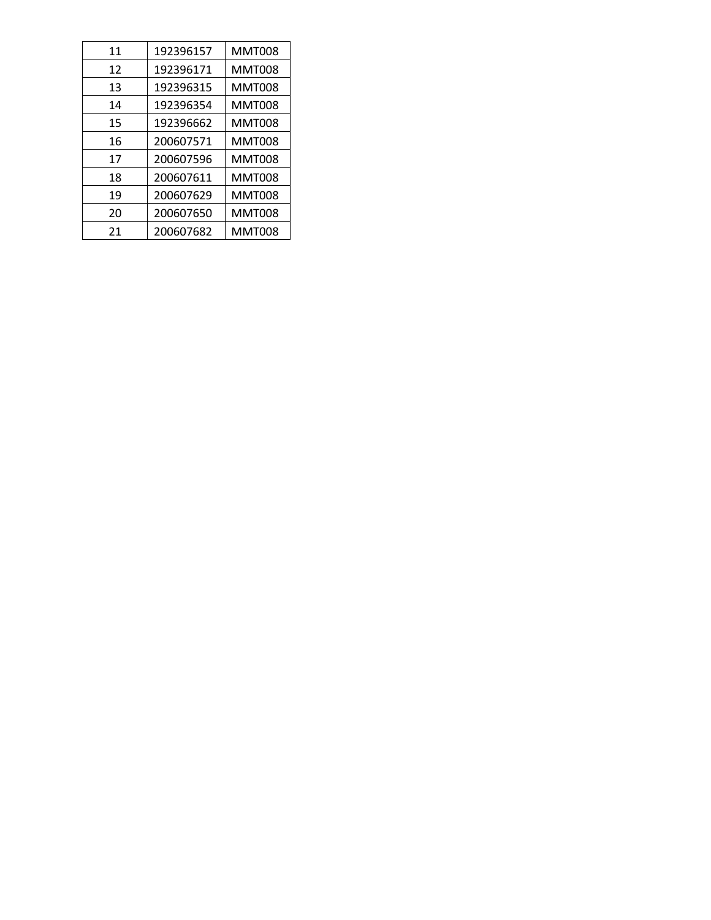| | | |
|---|---|---|
| 11 | 192396157 | MMT008 |
| 12 | 192396171 | MMT008 |
| 13 | 192396315 | MMT008 |
| 14 | 192396354 | MMT008 |
| 15 | 192396662 | MMT008 |
| 16 | 200607571 | MMT008 |
| 17 | 200607596 | MMT008 |
| 18 | 200607611 | MMT008 |
| 19 | 200607629 | MMT008 |
| 20 | 200607650 | MMT008 |
| 21 | 200607682 | MMT008 |